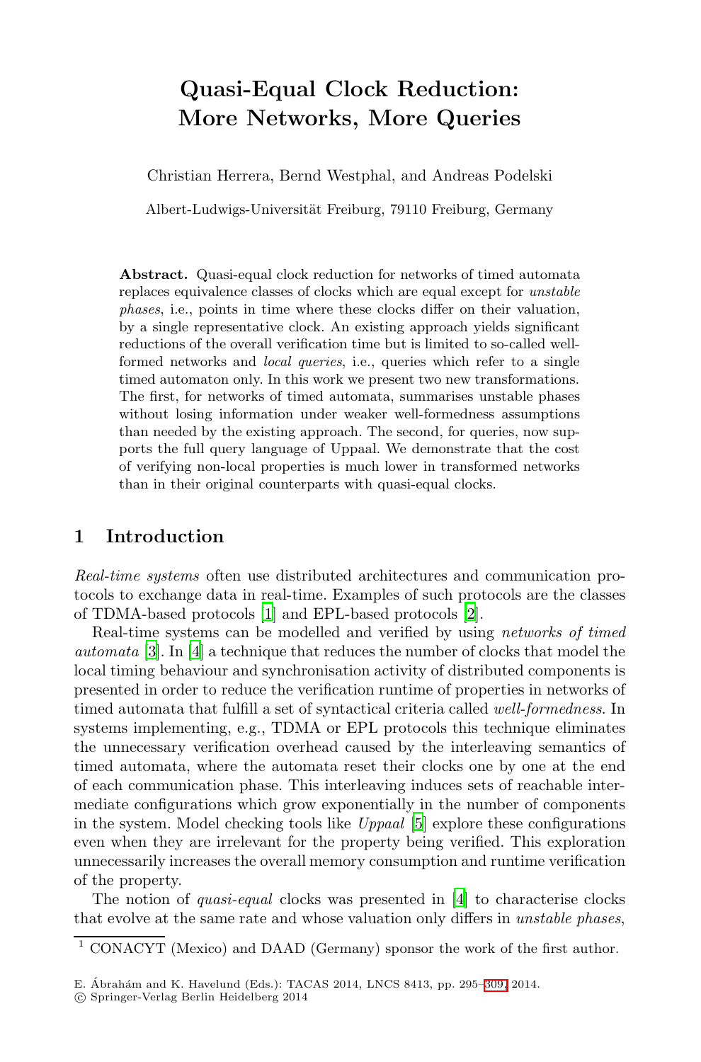# Quasi-Equal Clock Reduction: More Networks, More Queries

Christian Herrera, Bernd Westphal, and Andreas Podelski

Albert-Ludwigs-Universität Freiburg, 79110 Freiburg, Germany

**Abstract.** Quasi-equal clock reduction for networks of timed automata replaces equivalence classes of clocks which are equal except for *unstable phases*, i.e., points in time where these clocks differ on their valuation, by a single representative clock. An existing approach yields significant reductions of the overall verification time but is limited to so-called well-formed networks and *local queries*, i.e., queries which refer to a single timed automaton only. In this work we present two new transformations. The first, for networks of timed automata, summarises unstable phases without losing information under weaker well-formedness assumptions than needed by the existing approach. The second, for queries, now supports the full query language of Uppaal. We demonstrate that the cost of verifying non-local properties is much lower in transformed networks than in their original counterparts with quasi-equal clocks.

## 1 Introduction

*Real-time systems* often use distributed architectures and communication protocols to exchange data in real-time. Examples of such protocols are the classes of TDMA-based protocols [1] and EPL-based protocols [2].

Real-time systems can be modelled and verified by using *networks of timed automata* [3]. In [4] a technique that reduces the number of clocks that model the local timing behaviour and synchronisation activity of distributed components is presented in order to reduce the verification runtime of properties in networks of timed automata that fulfill a set of syntactical criteria called *well-formedness*. In systems implementing, e.g., TDMA or EPL protocols this technique eliminates the unnecessary verification overhead caused by the interleaving semantics of timed automata, where the automata reset their clocks one by one at the end of each communication phase. This interleaving induces sets of reachable intermediate configurations which grow exponentially in the number of components in the system. Model checking tools like *Uppaal* [5] explore these configurations even when they are irrelevant for the property being verified. This exploration unnecessarily increases the overall memory consumption and runtime verification of the property.

The notion of *quasi-equal* clocks was presented in [4] to characterise clocks that evolve at the same rate and whose valuation only differs in *unstable phases*,

[1] CONACYT (Mexico) and DAAD (Germany) sponsor the work of the first author.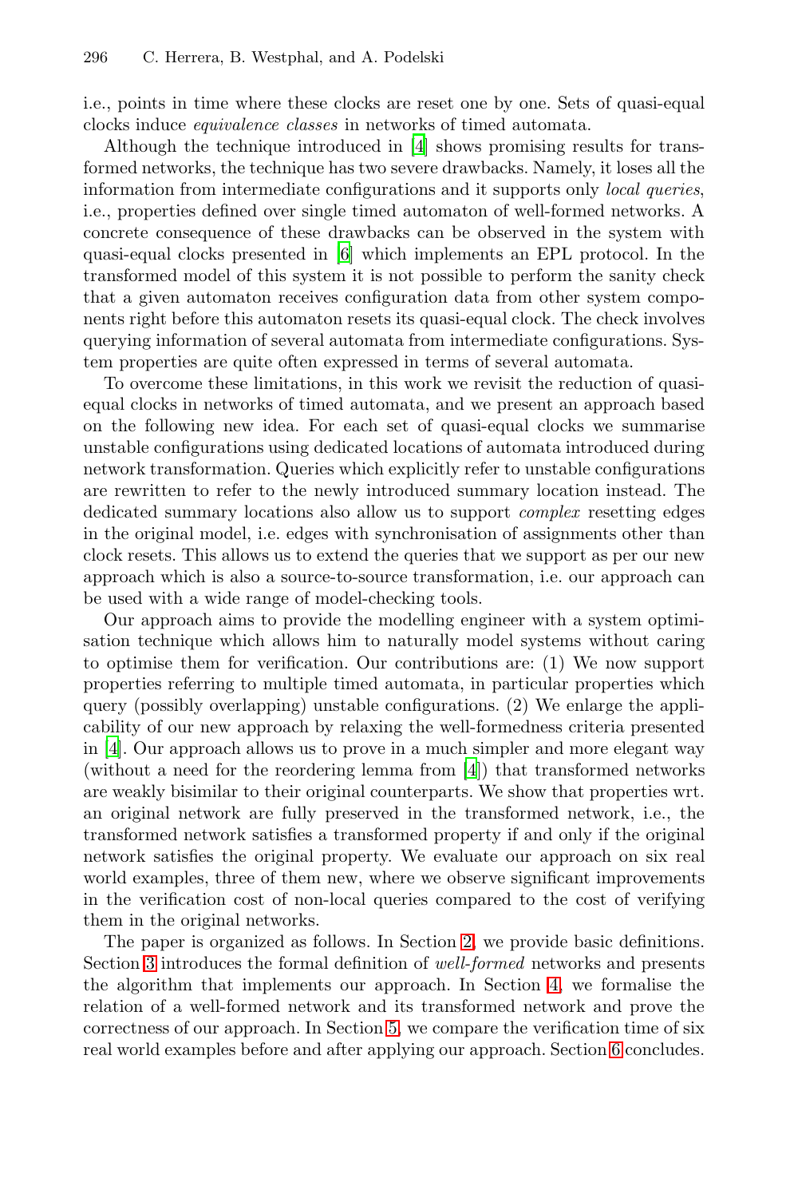i.e., points in time where these clocks are reset one by one. Sets of quasi-equal clocks induce *equivalence classes* in networks of timed automata.

Although the technique introduced in [4] shows promising results for transformed networks, the technique has two severe drawbacks. Namely, it loses all the information from intermediate configurations and it supports only *local queries*, i.e., properties defined over single timed automaton of well-formed networks. A concrete consequence of these drawbacks can be observed in the system with quasi-equal clocks presented in [6] which implements an EPL protocol. In the transformed model of this system it is not possible to perform the sanity check that a given automaton receives configuration data from other system components right before this automaton resets its quasi-equal clock. The check involves querying information of several automata from intermediate configurations. System properties are quite often expressed in terms of several automata.

To overcome these limitations, in this work we revisit the reduction of quasi-equal clocks in networks of timed automata, and we present an approach based on the following new idea. For each set of quasi-equal clocks we summarise unstable configurations using dedicated locations of automata introduced during network transformation. Queries which explicitly refer to unstable configurations are rewritten to refer to the newly introduced summary location instead. The dedicated summary locations also allow us to support *complex* resetting edges in the original model, i.e. edges with synchronisation of assignments other than clock resets. This allows us to extend the queries that we support as per our new approach which is also a source-to-source transformation, i.e. our approach can be used with a wide range of model-checking tools.

Our approach aims to provide the modelling engineer with a system optimisation technique which allows him to naturally model systems without caring to optimise them for verification. Our contributions are: (1) We now support properties referring to multiple timed automata, in particular properties which query (possibly overlapping) unstable configurations. (2) We enlarge the applicability of our new approach by relaxing the well-formedness criteria presented in [4]. Our approach allows us to prove in a much simpler and more elegant way (without a need for the reordering lemma from [4]) that transformed networks are weakly bisimilar to their original counterparts. We show that properties wrt. an original network are fully preserved in the transformed network, i.e., the transformed network satisfies a transformed property if and only if the original network satisfies the original property. We evaluate our approach on six real world examples, three of them new, where we observe significant improvements in the verification cost of non-local queries compared to the cost of verifying them in the original networks.

The paper is organized as follows. In Section 2, we provide basic definitions. Section 3 introduces the formal definition of *well-formed* networks and presents the algorithm that implements our approach. In Section 4, we formalise the relation of a well-formed network and its transformed network and prove the correctness of our approach. In Section 5, we compare the verification time of six real world examples before and after applying our approach. Section 6 concludes.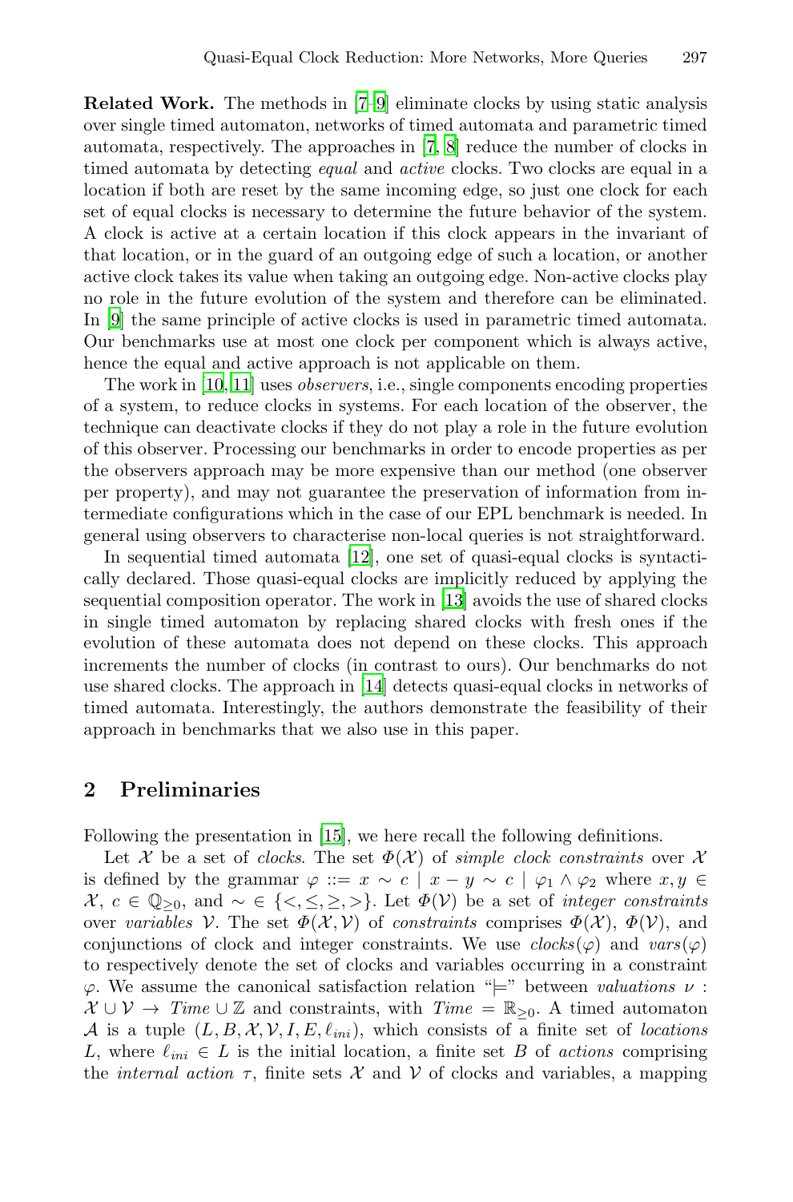**Related Work.** The methods in [7–9] eliminate clocks by using static analysis over single timed automaton, networks of timed automata and parametric timed automata, respectively. The approaches in [7, 8] reduce the number of clocks in timed automata by detecting *equal* and *active* clocks. Two clocks are equal in a location if both are reset by the same incoming edge, so just one clock for each set of equal clocks is necessary to determine the future behavior of the system. A clock is active at a certain location if this clock appears in the invariant of that location, or in the guard of an outgoing edge of such a location, or another active clock takes its value when taking an outgoing edge. Non-active clocks play no role in the future evolution of the system and therefore can be eliminated. In [9] the same principle of active clocks is used in parametric timed automata. Our benchmarks use at most one clock per component which is always active, hence the equal and active approach is not applicable on them.

The work in [10, 11] uses *observers*, i.e., single components encoding properties of a system, to reduce clocks in systems. For each location of the observer, the technique can deactivate clocks if they do not play a role in the future evolution of this observer. Processing our benchmarks in order to encode properties as per the observers approach may be more expensive than our method (one observer per property), and may not guarantee the preservation of information from intermediate configurations which in the case of our EPL benchmark is needed. In general using observers to characterise non-local queries is not straightforward.

In sequential timed automata [12], one set of quasi-equal clocks is syntactically declared. Those quasi-equal clocks are implicitly reduced by applying the sequential composition operator. The work in [13] avoids the use of shared clocks in single timed automaton by replacing shared clocks with fresh ones if the evolution of these automata does not depend on these clocks. This approach increments the number of clocks (in contrast to ours). Our benchmarks do not use shared clocks. The approach in [14] detects quasi-equal clocks in networks of timed automata. Interestingly, the authors demonstrate the feasibility of their approach in benchmarks that we also use in this paper.

## 2 Preliminaries

Following the presentation in [15], we here recall the following definitions.

Let $\mathcal{X}$ be a set of *clocks*. The set $\Phi(\mathcal{X})$ of *simple clock constraints* over $\mathcal{X}$ is defined by the grammar $\varphi ::= x \sim c \mid x - y \sim c \mid \varphi_1 \wedge \varphi_2$ where $x, y \in \mathcal{X}$, $c \in \mathbb{Q}_{\geq 0}$, and $\sim \in \{<, \leq, \geq, >\}$. Let $\Phi(\mathcal{V})$ be a set of *integer constraints* over *variables* $\mathcal{V}$. The set $\Phi(\mathcal{X}, \mathcal{V})$ of *constraints* comprises $\Phi(\mathcal{X})$, $\Phi(\mathcal{V})$, and conjunctions of clock and integer constraints. We use $clocks(\varphi)$ and $vars(\varphi)$ to respectively denote the set of clocks and variables occurring in a constraint $\varphi$. We assume the canonical satisfaction relation "$\models$" between *valuations* $\nu : \mathcal{X} \cup \mathcal{V} \to \mathit{Time} \cup \mathbb{Z}$ and constraints, with $\mathit{Time} = \mathbb{R}_{\geq 0}$. A timed automaton $\mathcal{A}$ is a tuple $(L, B, \mathcal{X}, \mathcal{V}, I, E, \ell_{ini})$, which consists of a finite set of *locations* $L$, where $\ell_{ini} \in L$ is the initial location, a finite set $B$ of *actions* comprising the *internal action* $\tau$, finite sets $\mathcal{X}$ and $\mathcal{V}$ of clocks and variables, a mapping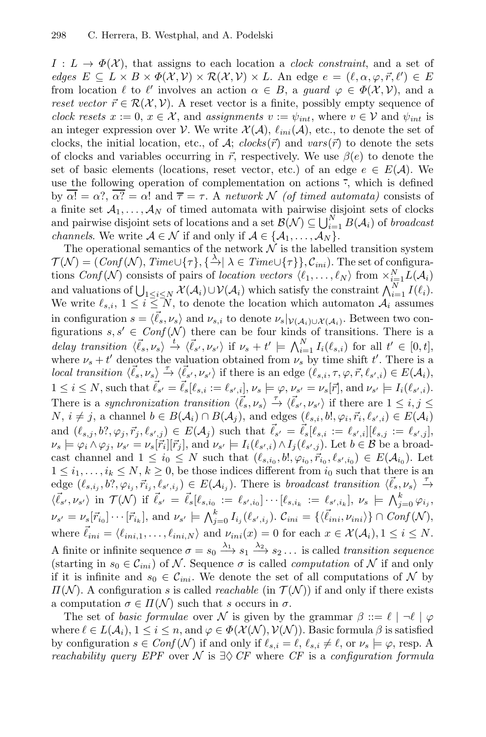$I : L \to \Phi(\mathcal{X})$, that assigns to each location a *clock constraint*, and a set of *edges* $E \subseteq L \times B \times \Phi(\mathcal{X}, \mathcal{V}) \times \mathcal{R}(\mathcal{X}, \mathcal{V}) \times L$. An edge $e = (\ell, \alpha, \varphi, \vec{r}, \ell') \in E$ from location $\ell$ to $\ell'$ involves an action $\alpha \in B$, a *guard* $\varphi \in \Phi(\mathcal{X}, \mathcal{V})$, and a *reset vector* $\vec{r} \in \mathcal{R}(\mathcal{X}, \mathcal{V})$. A reset vector is a finite, possibly empty sequence of *clock resets* $x := 0$, $x \in \mathcal{X}$, and *assignments* $v := \psi_{int}$, where $v \in \mathcal{V}$ and $\psi_{int}$ is an integer expression over $\mathcal{V}$. We write $\mathcal{X}(\mathcal{A})$, $\ell_{ini}(\mathcal{A})$, etc., to denote the set of clocks, the initial location, etc., of $\mathcal{A}$; $clocks(\vec{r})$ and $vars(\vec{r})$ to denote the sets of clocks and variables occurring in $\vec{r}$, respectively. We use $\beta(e)$ to denote the set of basic elements (locations, reset vector, etc.) of an edge $e \in E(\mathcal{A})$. We use the following operation of complementation on actions $\bar{\cdot}$, which is defined by $\overline{\alpha!} = \alpha?$, $\overline{\alpha?} = \alpha!$ and $\overline{\tau} = \tau$. A *network* $\mathcal{N}$ *(of timed automata)* consists of a finite set $\mathcal{A}_1, \ldots, \mathcal{A}_N$ of timed automata with pairwise disjoint sets of clocks and pairwise disjoint sets of locations and a set $\mathcal{B}(\mathcal{N}) \subseteq \bigcup_{i=1}^{N} B(\mathcal{A}_i)$ of *broadcast channels*. We write $\mathcal{A} \in \mathcal{N}$ if and only if $\mathcal{A} \in \{\mathcal{A}_1, \ldots, \mathcal{A}_N\}$.

The operational semantics of the network $\mathcal{N}$ is the labelled transition system $\mathcal{T}(\mathcal{N}) = (Conf(\mathcal{N}), Time \cup \{\tau\}, \{\xrightarrow{\lambda} \mid \lambda \in Time \cup \{\tau\}\}, \mathcal{C}_{ini})$. The set of configurations $Conf(\mathcal{N})$ consists of pairs of *location vectors* $\langle \ell_1, \ldots, \ell_N \rangle$ from $\times_{i=1}^{N} L(\mathcal{A}_i)$ and valuations of $\bigcup_{1 \leq i \leq N} \mathcal{X}(\mathcal{A}_i) \cup \mathcal{V}(\mathcal{A}_i)$ which satisfy the constraint $\bigwedge_{i=1}^{N} I(\ell_i)$. We write $\ell_{s,i}$, $1 \leq i \leq N$, to denote the location which automaton $\mathcal{A}_i$ assumes in configuration $s = \langle \vec{\ell}_s, \nu_s \rangle$ and $\nu_{s,i}$ to denote $\nu_s|_{\mathcal{V}(\mathcal{A}_i) \cup \mathcal{X}(\mathcal{A}_i)}$. Between two configurations $s, s' \in Conf(\mathcal{N})$ there can be four kinds of transitions. There is a *delay transition* $\langle \vec{\ell}_s, \nu_s \rangle \xrightarrow{t} \langle \vec{\ell}_{s'}, \nu_{s'} \rangle$ if $\nu_s + t' \models \bigwedge_{i=1}^{N} I_i(\ell_{s,i})$ for all $t' \in [0, t]$, where $\nu_s + t'$ denotes the valuation obtained from $\nu_s$ by time shift $t'$. There is a *local transition* $\langle \vec{\ell}_s, \nu_s \rangle \xrightarrow{\tau} \langle \vec{\ell}_{s'}, \nu_{s'} \rangle$ if there is an edge $(\ell_{s,i}, \tau, \varphi, \vec{r}, \ell_{s',i}) \in E(\mathcal{A}_i)$, $1 \leq i \leq N$, such that $\vec{\ell}_{s'} = \vec{\ell}_s[\ell_{s,i} := \ell_{s',i}]$, $\nu_s \models \varphi$, $\nu_{s'} = \nu_s[\vec{r}]$, and $\nu_{s'} \models I_i(\ell_{s',i})$. There is a *synchronization transition* $\langle \vec{\ell}_s, \nu_s \rangle \xrightarrow{\tau} \langle \vec{\ell}_{s'}, \nu_{s'} \rangle$ if there are $1 \leq i, j \leq N$, $i \neq j$, a channel $b \in B(\mathcal{A}_i) \cap B(\mathcal{A}_j)$, and edges $(\ell_{s,i}, b!, \varphi_i, \vec{r}_i, \ell_{s',i}) \in E(\mathcal{A}_i)$ and $(\ell_{s,j}, b?, \varphi_j, \vec{r}_j, \ell_{s',j}) \in E(\mathcal{A}_j)$ such that $\vec{\ell}_{s'} = \vec{\ell}_s[\ell_{s,i} := \ell_{s',i}][\ell_{s,j} := \ell_{s',j}]$, $\nu_s \models \varphi_i \wedge \varphi_j$, $\nu_{s'} = \nu_s[\vec{r}_i][\vec{r}_j]$, and $\nu_{s'} \models I_i(\ell_{s',i}) \wedge I_j(\ell_{s',j})$. Let $b \in \mathcal{B}$ be a broadcast channel and $1 \leq i_0 \leq N$ such that $(\ell_{s,i_0}, b!, \varphi_{i_0}, \vec{r}_{i_0}, \ell_{s',i_0}) \in E(\mathcal{A}_{i_0})$. Let $1 \leq i_1, \ldots, i_k \leq N$, $k \geq 0$, be those indices different from $i_0$ such that there is an edge $(\ell_{s,i_j}, b?, \varphi_{i_j}, \vec{r}_{i_j}, \ell_{s',i_j}) \in E(\mathcal{A}_{i_j})$. There is *broadcast transition* $\langle \vec{\ell}_s, \nu_s \rangle \xrightarrow{\tau} \langle \vec{\ell}_{s'}, \nu_{s'} \rangle$ in $\mathcal{T}(\mathcal{N})$ if $\vec{\ell}_{s'} = \vec{\ell}_s[\ell_{s,i_0} := \ell_{s',i_0}] \cdots [\ell_{s,i_k} := \ell_{s',i_k}]$, $\nu_s \models \bigwedge_{j=0}^{k} \varphi_{i_j}$, $\nu_{s'} = \nu_s[\vec{r}_{i_0}] \cdots [\vec{r}_{i_k}]$, and $\nu_{s'} \models \bigwedge_{j=0}^{k} I_{i_j}(\ell_{s',i_j})$. $\mathcal{C}_{ini} = \{\langle \vec{\ell}_{ini}, \nu_{ini} \rangle\} \cap Conf(\mathcal{N})$, where $\vec{\ell}_{ini} = \langle \ell_{ini,1}, \ldots, \ell_{ini,N} \rangle$ and $\nu_{ini}(x) = 0$ for each $x \in \mathcal{X}(\mathcal{A}_i), 1 \leq i \leq N$. A finite or infinite sequence $\sigma = s_0 \xrightarrow{\lambda_1} s_1 \xrightarrow{\lambda_2} s_2 \ldots$ is called *transition sequence* (starting in $s_0 \in \mathcal{C}_{ini}$) of $\mathcal{N}$. Sequence $\sigma$ is called *computation* of $\mathcal{N}$ if and only if it is infinite and $s_0 \in \mathcal{C}_{ini}$. We denote the set of all computations of $\mathcal{N}$ by $\Pi(\mathcal{N})$. A configuration $s$ is called *reachable* (in $\mathcal{T}(\mathcal{N})$) if and only if there exists a computation $\sigma \in \Pi(\mathcal{N})$ such that $s$ occurs in $\sigma$.

The set of *basic formulae* over $\mathcal{N}$ is given by the grammar $\beta ::= \ell \mid \neg\ell \mid \varphi$ where $\ell \in L(\mathcal{A}_i)$, $1 \leq i \leq n$, and $\varphi \in \Phi(\mathcal{X}(\mathcal{N}), \mathcal{V}(\mathcal{N}))$. Basic formula $\beta$ is satisfied by configuration $s \in Conf(\mathcal{N})$ if and only if $\ell_{s,i} = \ell$, $\ell_{s,i} \neq \ell$, or $\nu_s \models \varphi$, resp. A *reachability query* $EPF$ over $\mathcal{N}$ is $\exists\Diamond\, CF$ where $CF$ is a *configuration formula*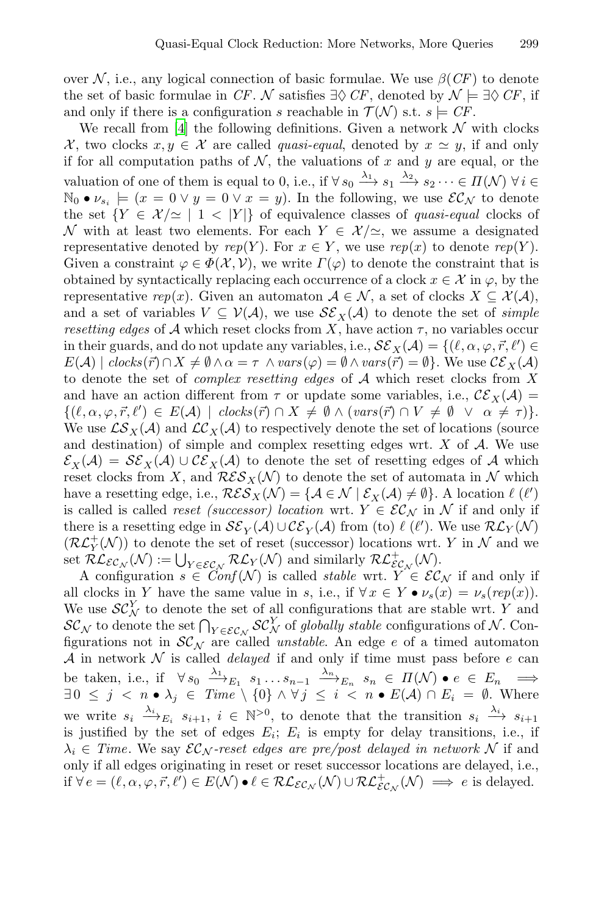over $\mathcal{N}$, i.e., any logical connection of basic formulae. We use $\beta(CF)$ to denote the set of basic formulae in $CF$. $\mathcal{N}$ satisfies $\exists\Diamond\, CF$, denoted by $\mathcal{N} \models \exists\Diamond\, CF$, if and only if there is a configuration $s$ reachable in $\mathcal{T}(\mathcal{N})$ s.t. $s \models CF$.

We recall from [4] the following definitions. Given a network $\mathcal{N}$ with clocks $\mathcal{X}$, two clocks $x, y \in \mathcal{X}$ are called *quasi-equal*, denoted by $x \simeq y$, if and only if for all computation paths of $\mathcal{N}$, the valuations of $x$ and $y$ are equal, or the valuation of one of them is equal to 0, i.e., if $\forall\, s_0 \xrightarrow{\lambda_1} s_1 \xrightarrow{\lambda_2} s_2 \cdots \in \Pi(\mathcal{N})\ \forall\, i \in \mathbb{N}_0 \bullet \nu_{s_i} \models (x = 0 \vee y = 0 \vee x = y)$. In the following, we use $\mathcal{EC}_\mathcal{N}$ to denote the set $\{Y \in \mathcal{X}/\simeq \mid 1 < |Y|\}$ of equivalence classes of *quasi-equal* clocks of $\mathcal{N}$ with at least two elements. For each $Y \in \mathcal{X}/\simeq$, we assume a designated representative denoted by $rep(Y)$. For $x \in Y$, we use $rep(x)$ to denote $rep(Y)$. Given a constraint $\varphi \in \Phi(\mathcal{X}, \mathcal{V})$, we write $\Gamma(\varphi)$ to denote the constraint that is obtained by syntactically replacing each occurrence of a clock $x \in \mathcal{X}$ in $\varphi$, by the representative $rep(x)$. Given an automaton $\mathcal{A} \in \mathcal{N}$, a set of clocks $X \subseteq \mathcal{X}(\mathcal{A})$, and a set of variables $V \subseteq \mathcal{V}(\mathcal{A})$, we use $\mathcal{SE}_X(\mathcal{A})$ to denote the set of *simple resetting edges* of $\mathcal{A}$ which reset clocks from $X$, have action $\tau$, no variables occur in their guards, and do not update any variables, i.e., $\mathcal{SE}_X(\mathcal{A}) = \{(\ell, \alpha, \varphi, \vec{r}, \ell') \in E(\mathcal{A}) \mid clocks(\vec{r}) \cap X \neq \emptyset \wedge \alpha = \tau\ \wedge vars(\varphi) = \emptyset \wedge vars(\vec{r}) = \emptyset\}$. We use $\mathcal{CE}_X(\mathcal{A})$ to denote the set of *complex resetting edges* of $\mathcal{A}$ which reset clocks from $X$ and have an action different from $\tau$ or update some variables, i.e., $\mathcal{CE}_X(\mathcal{A}) = \{(\ell, \alpha, \varphi, \vec{r}, \ell') \in E(\mathcal{A}) \mid clocks(\vec{r}) \cap X \neq \emptyset \wedge (vars(\vec{r}) \cap V \neq \emptyset\ \vee\ \alpha \neq \tau)\}$. We use $\mathcal{LS}_X(\mathcal{A})$ and $\mathcal{LC}_X(\mathcal{A})$ to respectively denote the set of locations (source and destination) of simple and complex resetting edges wrt. $X$ of $\mathcal{A}$. We use $\mathcal{E}_X(\mathcal{A}) = \mathcal{SE}_X(\mathcal{A}) \cup \mathcal{CE}_X(\mathcal{A})$ to denote the set of resetting edges of $\mathcal{A}$ which reset clocks from $X$, and $\mathcal{RES}_X(\mathcal{N})$ to denote the set of automata in $\mathcal{N}$ which have a resetting edge, i.e., $\mathcal{RES}_X(\mathcal{N}) = \{\mathcal{A} \in \mathcal{N} \mid \mathcal{E}_X(\mathcal{A}) \neq \emptyset\}$. A location $\ell$ ($\ell'$) is called is called *reset (successor) location* wrt. $Y \in \mathcal{EC}_\mathcal{N}$ in $\mathcal{N}$ if and only if there is a resetting edge in $\mathcal{SE}_Y(\mathcal{A}) \cup \mathcal{CE}_Y(\mathcal{A})$ from (to) $\ell$ ($\ell'$). We use $\mathcal{RL}_Y(\mathcal{N})$ ($\mathcal{RL}^+_Y(\mathcal{N})$) to denote the set of reset (successor) locations wrt. $Y$ in $\mathcal{N}$ and we set $\mathcal{RL}_{\mathcal{EC}_\mathcal{N}}(\mathcal{N}) := \bigcup_{Y \in \mathcal{EC}_\mathcal{N}} \mathcal{RL}_Y(\mathcal{N})$ and similarly $\mathcal{RL}^+_{\mathcal{EC}_\mathcal{N}}(\mathcal{N})$.

A configuration $s \in Conf(\mathcal{N})$ is called *stable* wrt. $Y \in \mathcal{EC}_\mathcal{N}$ if and only if all clocks in $Y$ have the same value in $s$, i.e., if $\forall\, x \in Y \bullet \nu_s(x) = \nu_s(rep(x))$. We use $\mathcal{SC}^Y_\mathcal{N}$ to denote the set of all configurations that are stable wrt. $Y$ and $\mathcal{SC}_\mathcal{N}$ to denote the set $\bigcap_{Y \in \mathcal{EC}_\mathcal{N}} \mathcal{SC}^Y_\mathcal{N}$ of *globally stable* configurations of $\mathcal{N}$. Configurations not in $\mathcal{SC}_\mathcal{N}$ are called *unstable*. An edge $e$ of a timed automaton $\mathcal{A}$ in network $\mathcal{N}$ is called *delayed* if and only if time must pass before $e$ can be taken, i.e., if $\forall\, s_0 \xrightarrow{\lambda_1}_{E_1} s_1 \ldots s_{n-1} \xrightarrow{\lambda_n}_{E_n} s_n \in \Pi(\mathcal{N}) \bullet e \in E_n \implies \exists\, 0 \leq j < n \bullet \lambda_j \in Time \setminus \{0\} \wedge \forall\, j \leq i < n \bullet E(\mathcal{A}) \cap E_i = \emptyset$. Where we write $s_i \xrightarrow{\lambda_i}_{E_i} s_{i+1}$, $i \in \mathbb{N}^{>0}$, to denote that the transition $s_i \xrightarrow{\lambda_i} s_{i+1}$ is justified by the set of edges $E_i$; $E_i$ is empty for delay transitions, i.e., if $\lambda_i \in Time$. We say $\mathcal{EC}_\mathcal{N}$*-reset edges are pre/post delayed in network* $\mathcal{N}$ if and only if all edges originating in reset or reset successor locations are delayed, i.e., if $\forall\, e = (\ell, \alpha, \varphi, \vec{r}, \ell') \in E(\mathcal{N}) \bullet \ell \in \mathcal{RL}_{\mathcal{EC}_\mathcal{N}}(\mathcal{N}) \cup \mathcal{RL}^+_{\mathcal{EC}_\mathcal{N}}(\mathcal{N}) \implies e$ is delayed.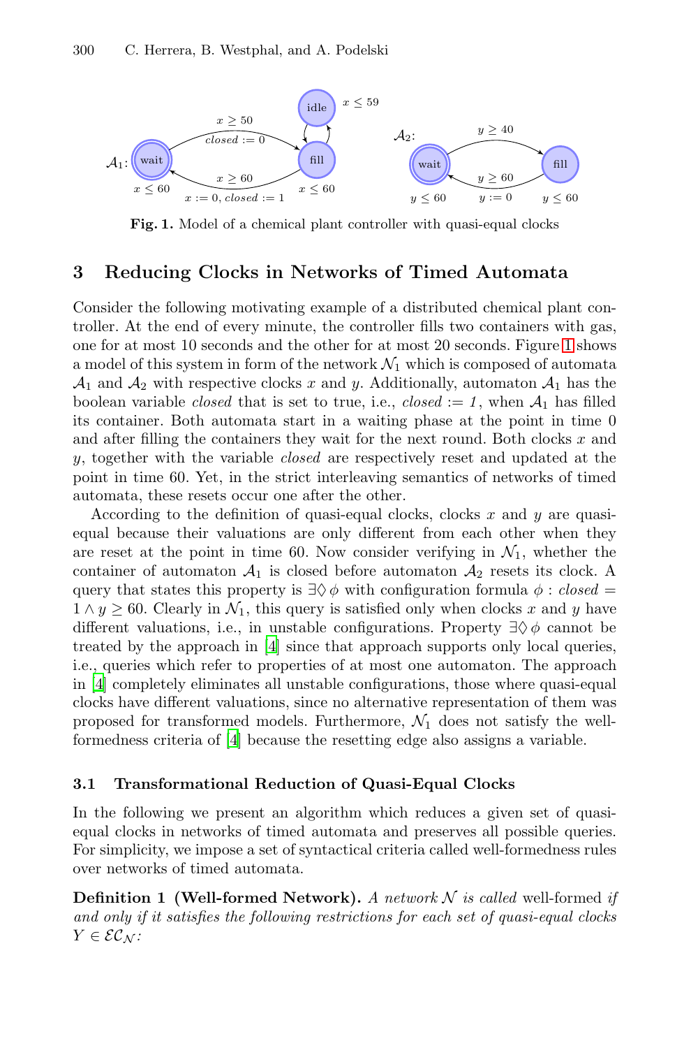**Fig. 1.** Model of a chemical plant controller with quasi-equal clocks

## 3 Reducing Clocks in Networks of Timed Automata

Consider the following motivating example of a distributed chemical plant controller. At the end of every minute, the controller fills two containers with gas, one for at most 10 seconds and the other for at most 20 seconds. Figure 1 shows a model of this system in form of the network $\mathcal{N}_1$ which is composed of automata $\mathcal{A}_1$ and $\mathcal{A}_2$ with respective clocks $x$ and $y$. Additionally, automaton $\mathcal{A}_1$ has the boolean variable *closed* that is set to true, i.e., *closed* := *1*, when $\mathcal{A}_1$ has filled its container. Both automata start in a waiting phase at the point in time 0 and after filling the containers they wait for the next round. Both clocks $x$ and $y$, together with the variable *closed* are respectively reset and updated at the point in time 60. Yet, in the strict interleaving semantics of networks of timed automata, these resets occur one after the other.

According to the definition of quasi-equal clocks, clocks $x$ and $y$ are quasi-equal because their valuations are only different from each other when they are reset at the point in time 60. Now consider verifying in $\mathcal{N}_1$, whether the container of automaton $\mathcal{A}_1$ is closed before automaton $\mathcal{A}_2$ resets its clock. A query that states this property is $\exists\Diamond\,\phi$ with configuration formula $\phi : closed = 1 \wedge y \geq 60$. Clearly in $\mathcal{N}_1$, this query is satisfied only when clocks $x$ and $y$ have different valuations, i.e., in unstable configurations. Property $\exists\Diamond\,\phi$ cannot be treated by the approach in [4] since that approach supports only local queries, i.e., queries which refer to properties of at most one automaton. The approach in [4] completely eliminates all unstable configurations, those where quasi-equal clocks have different valuations, since no alternative representation of them was proposed for transformed models. Furthermore, $\mathcal{N}_1$ does not satisfy the well-formedness criteria of [4] because the resetting edge also assigns a variable.

### 3.1 Transformational Reduction of Quasi-Equal Clocks

In the following we present an algorithm which reduces a given set of quasi-equal clocks in networks of timed automata and preserves all possible queries. For simplicity, we impose a set of syntactical criteria called well-formedness rules over networks of timed automata.

**Definition 1 (Well-formed Network).** *A network $\mathcal{N}$ is called* well-formed *if and only if it satisfies the following restrictions for each set of quasi-equal clocks $Y \in \mathcal{EC}_{\mathcal{N}}$:*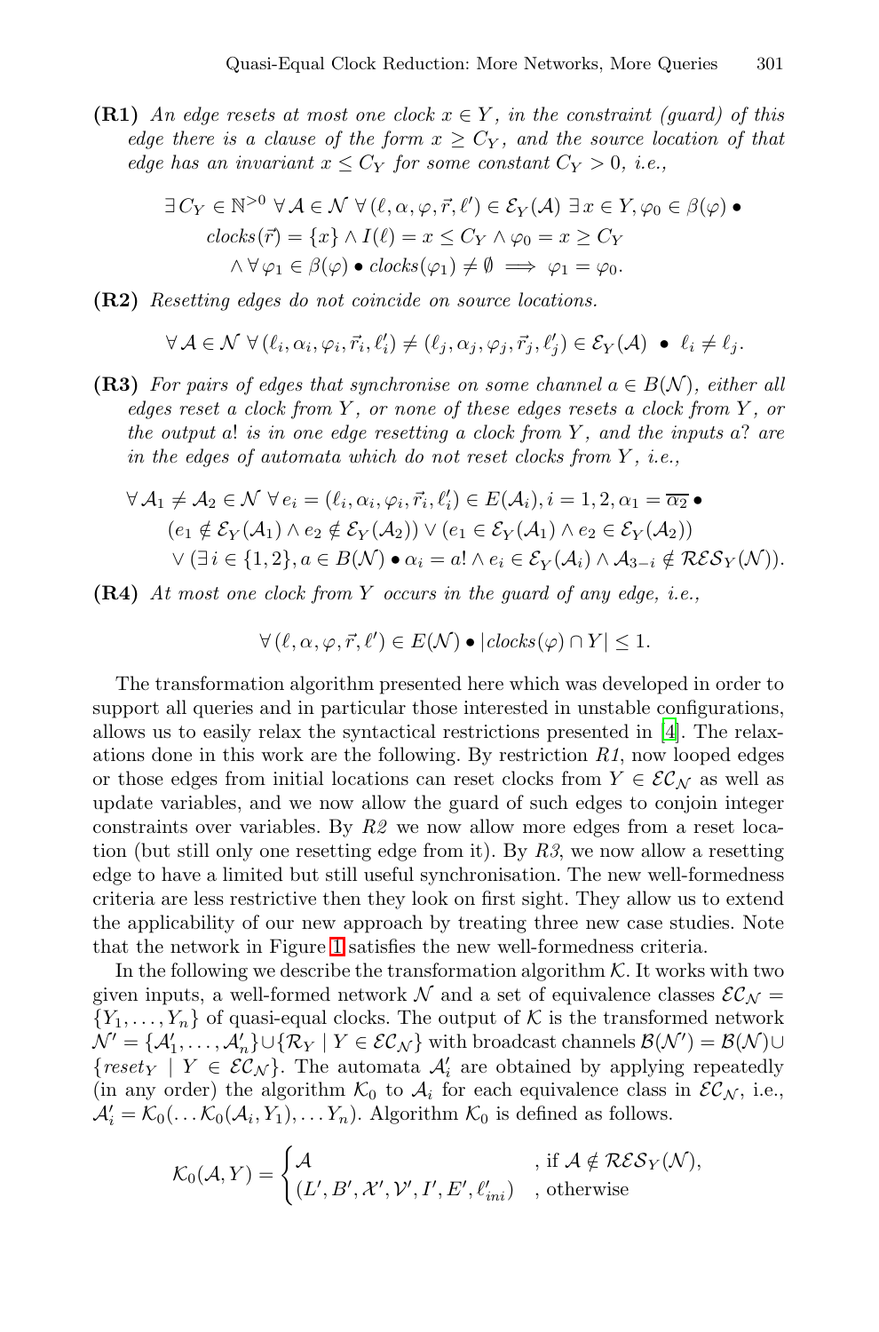**(R1)** *An edge resets at most one clock $x \in Y$, in the constraint (guard) of this edge there is a clause of the form $x \geq C_Y$, and the source location of that edge has an invariant $x \leq C_Y$ for some constant $C_Y > 0$, i.e.,*

$$\exists\, C_Y \in \mathbb{N}^{>0}\ \forall\, \mathcal{A} \in \mathcal{N}\ \forall\, (\ell, \alpha, \varphi, \vec{r}, \ell') \in \mathcal{E}_Y(\mathcal{A})\ \exists\, x \in Y, \varphi_0 \in \beta(\varphi) \bullet$$
$$clocks(\vec{r}) = \{x\} \wedge I(\ell) = x \leq C_Y \wedge \varphi_0 = x \geq C_Y$$
$$\wedge\, \forall\, \varphi_1 \in \beta(\varphi) \bullet clocks(\varphi_1) \neq \emptyset \implies \varphi_1 = \varphi_0.$$

**(R2)** *Resetting edges do not coincide on source locations.*

$$\forall\, \mathcal{A} \in \mathcal{N}\ \forall\, (\ell_i, \alpha_i, \varphi_i, \vec{r}_i, \ell'_i) \neq (\ell_j, \alpha_j, \varphi_j, \vec{r}_j, \ell'_j) \in \mathcal{E}_Y(\mathcal{A})\ \bullet\ \ell_i \neq \ell_j.$$

**(R3)** *For pairs of edges that synchronise on some channel $a \in B(\mathcal{N})$, either all edges reset a clock from $Y$, or none of these edges resets a clock from $Y$, or the output $a!$ is in one edge resetting a clock from $Y$, and the inputs $a?$ are in the edges of automata which do not reset clocks from $Y$, i.e.,*

$$\forall\, \mathcal{A}_1 \neq \mathcal{A}_2 \in \mathcal{N}\ \forall\, e_i = (\ell_i, \alpha_i, \varphi_i, \vec{r}_i, \ell'_i) \in E(\mathcal{A}_i), i = 1, 2, \alpha_1 = \overline{\alpha_2} \bullet$$
$$(e_1 \notin \mathcal{E}_Y(\mathcal{A}_1) \wedge e_2 \notin \mathcal{E}_Y(\mathcal{A}_2)) \vee (e_1 \in \mathcal{E}_Y(\mathcal{A}_1) \wedge e_2 \in \mathcal{E}_Y(\mathcal{A}_2))$$
$$\vee\, (\exists\, i \in \{1, 2\}, a \in B(\mathcal{N}) \bullet \alpha_i = a! \wedge e_i \in \mathcal{E}_Y(\mathcal{A}_i) \wedge \mathcal{A}_{3-i} \notin \mathcal{RES}_Y(\mathcal{N})).$$

**(R4)** *At most one clock from $Y$ occurs in the guard of any edge, i.e.,*

$$\forall\, (\ell, \alpha, \varphi, \vec{r}, \ell') \in E(\mathcal{N}) \bullet |clocks(\varphi) \cap Y| \leq 1.$$

The transformation algorithm presented here which was developed in order to support all queries and in particular those interested in unstable configurations, allows us to easily relax the syntactical restrictions presented in [4]. The relaxations done in this work are the following. By restriction *R1*, now looped edges or those edges from initial locations can reset clocks from $Y \in \mathcal{EC}_\mathcal{N}$ as well as update variables, and we now allow the guard of such edges to conjoin integer constraints over variables. By *R2* we now allow more edges from a reset location (but still only one resetting edge from it). By *R3*, we now allow a resetting edge to have a limited but still useful synchronisation. The new well-formedness criteria are less restrictive then they look on first sight. They allow us to extend the applicability of our new approach by treating three new case studies. Note that the network in Figure 1 satisfies the new well-formedness criteria.

In the following we describe the transformation algorithm $\mathcal{K}$. It works with two given inputs, a well-formed network $\mathcal{N}$ and a set of equivalence classes $\mathcal{EC}_\mathcal{N} = \{Y_1, \ldots, Y_n\}$ of quasi-equal clocks. The output of $\mathcal{K}$ is the transformed network $\mathcal{N}' = \{\mathcal{A}'_1, \ldots, \mathcal{A}'_n\} \cup \{\mathcal{R}_Y \mid Y \in \mathcal{EC}_\mathcal{N}\}$ with broadcast channels $\mathcal{B}(\mathcal{N}') = \mathcal{B}(\mathcal{N}) \cup \{reset_Y \mid Y \in \mathcal{EC}_\mathcal{N}\}$. The automata $\mathcal{A}'_i$ are obtained by applying repeatedly (in any order) the algorithm $\mathcal{K}_0$ to $\mathcal{A}_i$ for each equivalence class in $\mathcal{EC}_\mathcal{N}$, i.e., $\mathcal{A}'_i = \mathcal{K}_0(\ldots \mathcal{K}_0(\mathcal{A}_i, Y_1), \ldots Y_n)$. Algorithm $\mathcal{K}_0$ is defined as follows.

$$\mathcal{K}_0(\mathcal{A}, Y) = \begin{cases} \mathcal{A} & \text{, if } \mathcal{A} \notin \mathcal{RES}_Y(\mathcal{N}), \\ (L', B', \mathcal{X}', \mathcal{V}', I', E', \ell'_{ini}) & \text{, otherwise} \end{cases}$$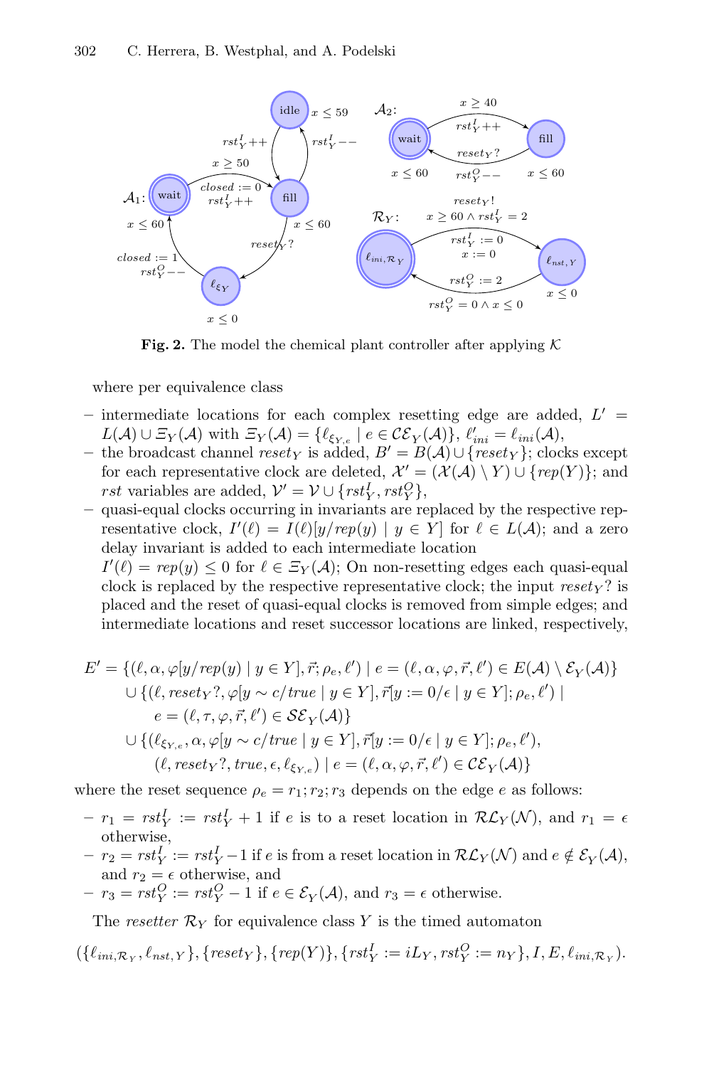**Fig. 2.** The model the chemical plant controller after applying $\mathcal{K}$

where per equivalence class

- intermediate locations for each complex resetting edge are added, $L' = L(\mathcal{A}) \cup \Xi_Y(\mathcal{A})$ with $\Xi_Y(\mathcal{A}) = \{\ell_{\xi_{Y,e}} \mid e \in \mathcal{CE}_Y(\mathcal{A})\}$, $\ell'_{ini} = \ell_{ini}(\mathcal{A})$,
- the broadcast channel $reset_Y$ is added, $B' = B(\mathcal{A}) \cup \{reset_Y\}$; clocks except for each representative clock are deleted, $\mathcal{X}' = (\mathcal{X}(\mathcal{A}) \setminus Y) \cup \{rep(Y)\}$; and $rst$ variables are added, $\mathcal{V}' = \mathcal{V} \cup \{rst^I_Y, rst^O_Y\}$,
- quasi-equal clocks occurring in invariants are replaced by the respective representative clock, $I'(\ell) = I(\ell)[y/rep(y) \mid y \in Y]$ for $\ell \in L(\mathcal{A})$; and a zero delay invariant is added to each intermediate location $I'(\ell) = rep(y) \leq 0$ for $\ell \in \Xi_Y(\mathcal{A})$; On non-resetting edges each quasi-equal clock is replaced by the respective representative clock; the input $reset_Y?$ is placed and the reset of quasi-equal clocks is removed from simple edges; and intermediate locations and reset successor locations are linked, respectively,

$$
\begin{aligned}
E' = \{&(\ell, \alpha, \varphi[y/rep(y) \mid y \in Y], \vec{r}; \rho_e, \ell') \mid e = (\ell, \alpha, \varphi, \vec{r}, \ell') \in E(\mathcal{A}) \setminus \mathcal{E}_Y(\mathcal{A})\} \\
\cup \{&(\ell, reset_Y?, \varphi[y \sim c/true \mid y \in Y], \vec{r}[y := 0/\epsilon \mid y \in Y]; \rho_e, \ell') \mid \\
&\quad e = (\ell, \tau, \varphi, \vec{r}, \ell') \in \mathcal{SE}_Y(\mathcal{A})\} \\
\cup \{&(\ell_{\xi_{Y,e}}, \alpha, \varphi[y \sim c/true \mid y \in Y], \vec{r}[y := 0/\epsilon \mid y \in Y]; \rho_e, \ell'), \\
&\quad (\ell, reset_Y?, true, \epsilon, \ell_{\xi_{Y,e}}) \mid e = (\ell, \alpha, \varphi, \vec{r}, \ell') \in \mathcal{CE}_Y(\mathcal{A})\}
\end{aligned}
$$

where the reset sequence $\rho_e = r_1; r_2; r_3$ depends on the edge $e$ as follows:

- $r_1 = rst^I_Y := rst^I_Y + 1$ if $e$ is to a reset location in $\mathcal{RL}_Y(\mathcal{N})$, and $r_1 = \epsilon$ otherwise,
- $r_2 = rst^I_Y := rst^I_Y - 1$ if $e$ is from a reset location in $\mathcal{RL}_Y(\mathcal{N})$ and $e \notin \mathcal{E}_Y(\mathcal{A})$, and $r_2 = \epsilon$ otherwise, and
- $r_3 = rst^O_Y := rst^O_Y - 1$ if $e \in \mathcal{E}_Y(\mathcal{A})$, and $r_3 = \epsilon$ otherwise.

The *resetter* $\mathcal{R}_Y$ for equivalence class $Y$ is the timed automaton

$$(\{\ell_{ini,\mathcal{R}_Y}, \ell_{nst,Y}\}, \{reset_Y\}, \{rep(Y)\}, \{rst^I_Y := iL_Y, rst^O_Y := n_Y\}, I, E, \ell_{ini,\mathcal{R}_Y}).$$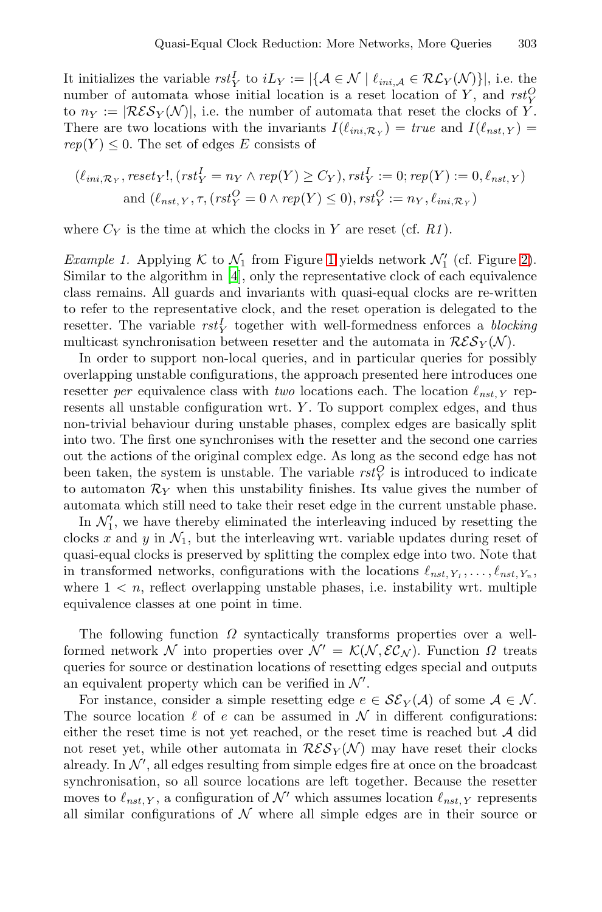It initializes the variable $rst_Y^I$ to $iL_Y := |\{\mathcal{A} \in \mathcal{N} \mid \ell_{ini,\mathcal{A}} \in \mathcal{RL}_Y(\mathcal{N})\}|$, i.e. the number of automata whose initial location is a reset location of $Y$, and $rst_Y^O$ to $n_Y := |\mathcal{RES}_Y(\mathcal{N})|$, i.e. the number of automata that reset the clocks of $Y$. There are two locations with the invariants $I(\ell_{ini,\mathcal{R}_Y}) = true$ and $I(\ell_{nst,Y}) = rep(Y) \leq 0$. The set of edges $E$ consists of

$$(\ell_{ini,\mathcal{R}_Y}, reset_Y!, (rst_Y^I = n_Y \wedge rep(Y) \geq C_Y), rst_Y^I := 0; rep(Y) := 0, \ell_{nst,Y})$$
$$\text{and } (\ell_{nst,Y}, \tau, (rst_Y^O = 0 \wedge rep(Y) \leq 0), rst_Y^O := n_Y, \ell_{ini,\mathcal{R}_Y})$$

where $C_Y$ is the time at which the clocks in $Y$ are reset (cf. *R1*).

*Example 1.* Applying $\mathcal{K}$ to $\mathcal{N}_1$ from Figure 1 yields network $\mathcal{N}_1'$ (cf. Figure 2). Similar to the algorithm in [4], only the representative clock of each equivalence class remains. All guards and invariants with quasi-equal clocks are re-written to refer to the representative clock, and the reset operation is delegated to the resetter. The variable $rst_Y^I$ together with well-formedness enforces a *blocking* multicast synchronisation between resetter and the automata in $\mathcal{RES}_Y(\mathcal{N})$.

In order to support non-local queries, and in particular queries for possibly overlapping unstable configurations, the approach presented here introduces one resetter *per* equivalence class with *two* locations each. The location $\ell_{nst,Y}$ represents all unstable configuration wrt. $Y$. To support complex edges, and thus non-trivial behaviour during unstable phases, complex edges are basically split into two. The first one synchronises with the resetter and the second one carries out the actions of the original complex edge. As long as the second edge has not been taken, the system is unstable. The variable $rst_Y^O$ is introduced to indicate to automaton $\mathcal{R}_Y$ when this unstability finishes. Its value gives the number of automata which still need to take their reset edge in the current unstable phase.

In $\mathcal{N}_1'$, we have thereby eliminated the interleaving induced by resetting the clocks $x$ and $y$ in $\mathcal{N}_1$, but the interleaving wrt. variable updates during reset of quasi-equal clocks is preserved by splitting the complex edge into two. Note that in transformed networks, configurations with the locations $\ell_{nst,Y_1}, \ldots, \ell_{nst,Y_n}$, where $1 < n$, reflect overlapping unstable phases, i.e. instability wrt. multiple equivalence classes at one point in time.

The following function $\Omega$ syntactically transforms properties over a well-formed network $\mathcal{N}$ into properties over $\mathcal{N}' = \mathcal{K}(\mathcal{N}, \mathcal{EC}_\mathcal{N})$. Function $\Omega$ treats queries for source or destination locations of resetting edges special and outputs an equivalent property which can be verified in $\mathcal{N}'$.

For instance, consider a simple resetting edge $e \in \mathcal{SE}_Y(\mathcal{A})$ of some $\mathcal{A} \in \mathcal{N}$. The source location $\ell$ of $e$ can be assumed in $\mathcal{N}$ in different configurations: either the reset time is not yet reached, or the reset time is reached but $\mathcal{A}$ did not reset yet, while other automata in $\mathcal{RES}_Y(\mathcal{N})$ may have reset their clocks already. In $\mathcal{N}'$, all edges resulting from simple edges fire at once on the broadcast synchronisation, so all source locations are left together. Because the resetter moves to $\ell_{nst,Y}$, a configuration of $\mathcal{N}'$ which assumes location $\ell_{nst,Y}$ represents all similar configurations of $\mathcal{N}$ where all simple edges are in their source or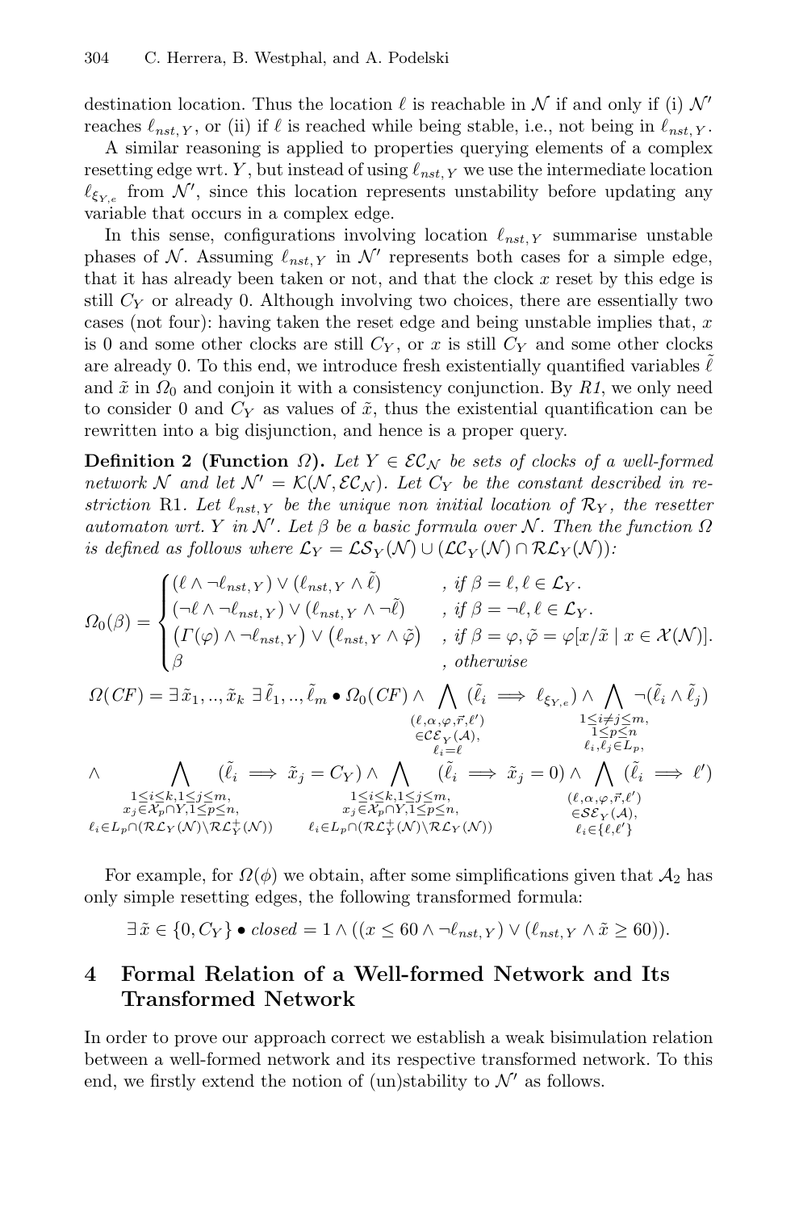destination location. Thus the location $\ell$ is reachable in $\mathcal{N}$ if and only if (i) $\mathcal{N}'$ reaches $\ell_{nst,Y}$, or (ii) if $\ell$ is reached while being stable, i.e., not being in $\ell_{nst,Y}$.

A similar reasoning is applied to properties querying elements of a complex resetting edge wrt. $Y$, but instead of using $\ell_{nst,Y}$ we use the intermediate location $\ell_{\xi_{Y,e}}$ from $\mathcal{N}'$, since this location represents unstability before updating any variable that occurs in a complex edge.

In this sense, configurations involving location $\ell_{nst,Y}$ summarise unstable phases of $\mathcal{N}$. Assuming $\ell_{nst,Y}$ in $\mathcal{N}'$ represents both cases for a simple edge, that it has already been taken or not, and that the clock $x$ reset by this edge is still $C_Y$ or already 0. Although involving two choices, there are essentially two cases (not four): having taken the reset edge and being unstable implies that, $x$ is 0 and some other clocks are still $C_Y$, or $x$ is still $C_Y$ and some other clocks are already 0. To this end, we introduce fresh existentially quantified variables $\tilde{\ell}$ and $\tilde{x}$ in $\Omega_0$ and conjoin it with a consistency conjunction. By *R1*, we only need to consider 0 and $C_Y$ as values of $\tilde{x}$, thus the existential quantification can be rewritten into a big disjunction, and hence is a proper query.

**Definition 2 (Function $\Omega$).** *Let $Y \in \mathcal{EC}_\mathcal{N}$ be sets of clocks of a well-formed network $\mathcal{N}$ and let $\mathcal{N}' = \mathcal{K}(\mathcal{N}, \mathcal{EC}_\mathcal{N})$. Let $C_Y$ be the constant described in restriction* R1. *Let $\ell_{nst,Y}$ be the unique non initial location of $\mathcal{R}_Y$, the resetter automaton wrt. $Y$ in $\mathcal{N}'$. Let $\beta$ be a basic formula over $\mathcal{N}$. Then the function $\Omega$ is defined as follows where $\mathcal{L}_Y = \mathcal{LS}_Y(\mathcal{N}) \cup (\mathcal{LC}_Y(\mathcal{N}) \cap \mathcal{RL}_Y(\mathcal{N}))$:*

$$\Omega_0(\beta) = \begin{cases} (\ell \wedge \neg\ell_{nst,Y}) \vee (\ell_{nst,Y} \wedge \tilde{\ell}) & , \text{if } \beta = \ell, \ell \in \mathcal{L}_Y. \\ (\neg\ell \wedge \neg\ell_{nst,Y}) \vee (\ell_{nst,Y} \wedge \neg\tilde{\ell}) & , \text{if } \beta = \neg\ell, \ell \in \mathcal{L}_Y. \\ \big(\Gamma(\varphi) \wedge \neg\ell_{nst,Y}\big) \vee \big(\ell_{nst,Y} \wedge \tilde{\varphi}\big) & , \text{if } \beta = \varphi, \tilde{\varphi} = \varphi[x/\tilde{x} \mid x \in \mathcal{X}(\mathcal{N})]. \\ \beta & , \text{otherwise} \end{cases}$$

$$\Omega(CF) = \exists\, \tilde{x}_1, .., \tilde{x}_k\ \exists\, \tilde{\ell}_1, .., \tilde{\ell}_m \bullet \Omega_0(CF) \wedge \bigwedge_{\substack{(\ell,\alpha,\varphi,\vec{r},\ell') \\ \in \mathcal{CE}_Y(\mathcal{A}), \\ \ell_i = \ell}} (\tilde{\ell}_i \implies \ell_{\xi_{Y,e}}) \wedge \bigwedge_{\substack{1 \le i \ne j \le m, \\ 1 \le p \le n \\ \ell_i, \ell_j \in L_p,}} \neg(\tilde{\ell}_i \wedge \tilde{\ell}_j)$$

$$\wedge \bigwedge_{\substack{1 \le i \le k, 1 \le j \le m, \\ x_j \in \mathcal{X}_p \cap Y, 1 \le p \le n, \\ \ell_i \in L_p \cap (\mathcal{RL}_Y(\mathcal{N}) \setminus \mathcal{RL}^+_Y(\mathcal{N}))}} (\tilde{\ell}_i \implies \tilde{x}_j = C_Y) \wedge \bigwedge_{\substack{1 \le i \le k, 1 \le j \le m, \\ x_j \in \mathcal{X}_p \cap Y, 1 \le p \le n, \\ \ell_i \in L_p \cap (\mathcal{RL}^+_Y(\mathcal{N}) \setminus \mathcal{RL}_Y(\mathcal{N}))}} (\tilde{\ell}_i \implies \tilde{x}_j = 0) \wedge \bigwedge_{\substack{(\ell,\alpha,\varphi,\vec{r},\ell') \\ \in \mathcal{SE}_Y(\mathcal{A}), \\ \ell_i \in \{\ell, \ell'\}}} (\tilde{\ell}_i \implies \ell')$$

For example, for $\Omega(\phi)$ we obtain, after some simplifications given that $\mathcal{A}_2$ has only simple resetting edges, the following transformed formula:

$$\exists\, \tilde{x} \in \{0, C_Y\} \bullet \mathit{closed} = 1 \wedge ((x \le 60 \wedge \neg\ell_{nst,Y}) \vee (\ell_{nst,Y} \wedge \tilde{x} \ge 60)).$$

## 4 Formal Relation of a Well-formed Network and Its Transformed Network

In order to prove our approach correct we establish a weak bisimulation relation between a well-formed network and its respective transformed network. To this end, we firstly extend the notion of (un)stability to $\mathcal{N}'$ as follows.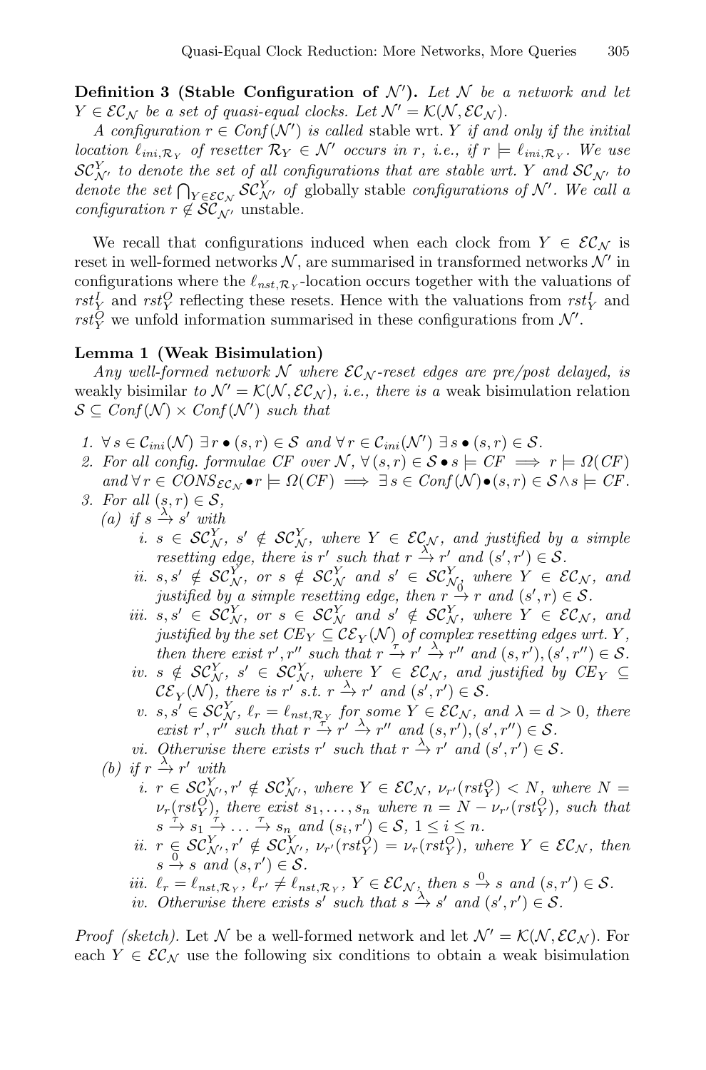**Definition 3 (Stable Configuration of $\mathcal{N}'$).** *Let $\mathcal{N}$ be a network and let $Y \in \mathcal{EC}_{\mathcal{N}}$ be a set of quasi-equal clocks. Let $\mathcal{N}' = \mathcal{K}(\mathcal{N}, \mathcal{EC}_{\mathcal{N}})$.*

*A configuration $r \in \mathit{Conf}(\mathcal{N}')$ is called* stable wrt. $Y$ *if and only if the initial location $\ell_{ini,\mathcal{R}_Y}$ of resetter $\mathcal{R}_Y \in \mathcal{N}'$ occurs in $r$, i.e., if $r \models \ell_{ini,\mathcal{R}_Y}$. We use $\mathcal{SC}^{Y}_{\mathcal{N}'}$ to denote the set of all configurations that are stable wrt. $Y$ and $\mathcal{SC}_{\mathcal{N}'}$ to denote the set $\bigcap_{Y \in \mathcal{EC}_{\mathcal{N}}} \mathcal{SC}^{Y}_{\mathcal{N}'}$ of* globally stable *configurations of $\mathcal{N}'$. We call a configuration $r \notin \mathcal{SC}_{\mathcal{N}'}$* unstable*.*

We recall that configurations induced when each clock from $Y \in \mathcal{EC}_{\mathcal{N}}$ is reset in well-formed networks $\mathcal{N}$, are summarised in transformed networks $\mathcal{N}'$ in configurations where the $\ell_{nst,\mathcal{R}_Y}$-location occurs together with the valuations of $rst^{I}_{Y}$ and $rst^{O}_{Y}$ reflecting these resets. Hence with the valuations from $rst^{I}_{Y}$ and $rst^{O}_{Y}$ we unfold information summarised in these configurations from $\mathcal{N}'$.

**Lemma 1 (Weak Bisimulation)**

*Any well-formed network $\mathcal{N}$ where $\mathcal{EC}_{\mathcal{N}}$-reset edges are pre/post delayed, is* weakly bisimilar *to $\mathcal{N}' = \mathcal{K}(\mathcal{N}, \mathcal{EC}_{\mathcal{N}})$, i.e., there is a* weak bisimulation relation *$\mathcal{S} \subseteq \mathit{Conf}(\mathcal{N}) \times \mathit{Conf}(\mathcal{N}')$ such that*

1. *$\forall\, s \in \mathcal{C}_{ini}(\mathcal{N})\ \exists\, r \bullet (s, r) \in \mathcal{S}$ and $\forall\, r \in \mathcal{C}_{ini}(\mathcal{N}')\ \exists\, s \bullet (s, r) \in \mathcal{S}$.*
2. *For all config. formulae $CF$ over $\mathcal{N}$, $\forall\, (s, r) \in \mathcal{S} \bullet s \models CF \implies r \models \Omega(CF)$ and $\forall\, r \in \mathit{CONS}_{\mathcal{EC}_{\mathcal{N}}} \bullet r \models \Omega(CF) \implies \exists\, s \in \mathit{Conf}(\mathcal{N}) \bullet (s, r) \in \mathcal{S} \wedge s \models CF$.*
3. *For all $(s, r) \in \mathcal{S}$,*
   (a) *if $s \xrightarrow{\lambda} s'$ with*
      i. *$s \in \mathcal{SC}^{Y}_{\mathcal{N}}$, $s' \notin \mathcal{SC}^{Y}_{\mathcal{N}}$, where $Y \in \mathcal{EC}_{\mathcal{N}}$, and justified by a simple resetting edge, there is $r'$ such that $r \xrightarrow{\lambda} r'$ and $(s', r') \in \mathcal{S}$.*
      ii. *$s, s' \notin \mathcal{SC}^{Y}_{\mathcal{N}}$, or $s \notin \mathcal{SC}^{Y}_{\mathcal{N}}$ and $s' \in \mathcal{SC}^{Y}_{\mathcal{N}}$, where $Y \in \mathcal{EC}_{\mathcal{N}}$, and justified by a simple resetting edge, then $r \xrightarrow{0} r$ and $(s', r) \in \mathcal{S}$.*
      iii. *$s, s' \in \mathcal{SC}^{Y}_{\mathcal{N}}$, or $s \in \mathcal{SC}^{Y}_{\mathcal{N}}$ and $s' \notin \mathcal{SC}^{Y}_{\mathcal{N}}$, where $Y \in \mathcal{EC}_{\mathcal{N}}$, and justified by the set $CE_Y \subseteq \mathcal{CE}_Y(\mathcal{N})$ of complex resetting edges wrt. $Y$, then there exist $r', r''$ such that $r \xrightarrow{\tau} r' \xrightarrow{\lambda} r''$ and $(s, r'), (s', r'') \in \mathcal{S}$.*
      iv. *$s \notin \mathcal{SC}^{Y}_{\mathcal{N}}$, $s' \in \mathcal{SC}^{Y}_{\mathcal{N}}$, where $Y \in \mathcal{EC}_{\mathcal{N}}$, and justified by $CE_Y \subseteq \mathcal{CE}_Y(\mathcal{N})$, there is $r'$ s.t. $r \xrightarrow{\lambda} r'$ and $(s', r') \in \mathcal{S}$.*
      v. *$s, s' \in \mathcal{SC}^{Y}_{\mathcal{N}}$, $\ell_r = \ell_{nst,\mathcal{R}_Y}$ for some $Y \in \mathcal{EC}_{\mathcal{N}}$, and $\lambda = d > 0$, there exist $r', r''$ such that $r \xrightarrow{\tau} r' \xrightarrow{\lambda} r''$ and $(s, r'), (s', r'') \in \mathcal{S}$.*
      vi. *Otherwise there exists $r'$ such that $r \xrightarrow{\lambda} r'$ and $(s', r') \in \mathcal{S}$.*
   (b) *if $r \xrightarrow{\lambda} r'$ with*
      i. *$r \in \mathcal{SC}^{Y}_{\mathcal{N}'}, r' \notin \mathcal{SC}^{Y}_{\mathcal{N}'}$, where $Y \in \mathcal{EC}_{\mathcal{N}}$, $\nu_{r'}(rst^{O}_{Y}) < N$, where $N = \nu_r(rst^{O}_{Y})$, there exist $s_1, \ldots, s_n$ where $n = N - \nu_{r'}(rst^{O}_{Y})$, such that $s \xrightarrow{\tau} s_1 \xrightarrow{\tau} \ldots \xrightarrow{\tau} s_n$ and $(s_i, r') \in \mathcal{S}$, $1 \leq i \leq n$.*
      ii. *$r \in \mathcal{SC}^{Y}_{\mathcal{N}'}, r' \notin \mathcal{SC}^{Y}_{\mathcal{N}'}$, $\nu_{r'}(rst^{O}_{Y}) = \nu_r(rst^{O}_{Y})$, where $Y \in \mathcal{EC}_{\mathcal{N}}$, then $s \xrightarrow{0} s$ and $(s, r') \in \mathcal{S}$.*
      iii. *$\ell_r = \ell_{nst,\mathcal{R}_Y}$, $\ell_{r'} \neq \ell_{nst,\mathcal{R}_Y}$, $Y \in \mathcal{EC}_{\mathcal{N}}$, then $s \xrightarrow{0} s$ and $(s, r') \in \mathcal{S}$.*
      iv. *Otherwise there exists $s'$ such that $s \xrightarrow{\lambda} s'$ and $(s', r') \in \mathcal{S}$.*

*Proof (sketch).* Let $\mathcal{N}$ be a well-formed network and let $\mathcal{N}' = \mathcal{K}(\mathcal{N}, \mathcal{EC}_{\mathcal{N}})$. For each $Y \in \mathcal{EC}_{\mathcal{N}}$ use the following six conditions to obtain a weak bisimulation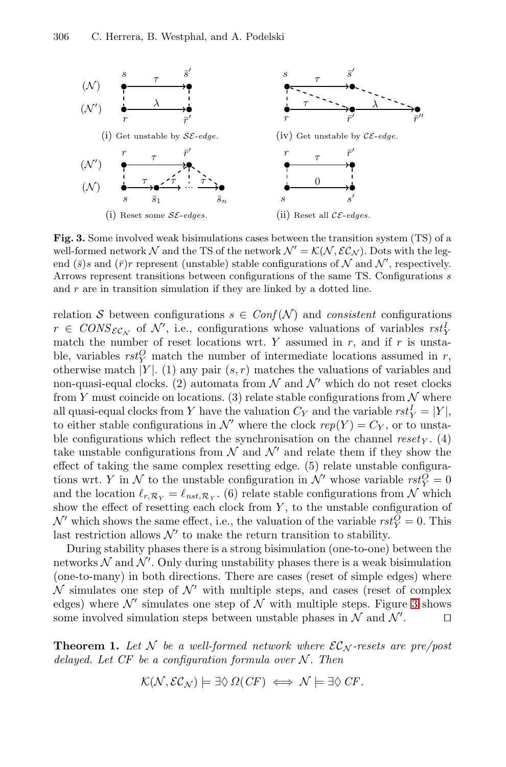**Fig. 3.** Some involved weak bisimulations cases between the transition system (TS) of a well-formed network $\mathcal{N}$ and the TS of the network $\mathcal{N}' = \mathcal{K}(\mathcal{N}, \mathcal{EC}_\mathcal{N})$. Dots with the legend $(\bar{s})s$ and $(\bar{r})r$ represent (unstable) stable configurations of $\mathcal{N}$ and $\mathcal{N}'$, respectively. Arrows represent transitions between configurations of the same TS. Configurations $s$ and $r$ are in transition simulation if they are linked by a dotted line.

relation $\mathcal{S}$ between configurations $s \in \mathit{Conf}(\mathcal{N})$ and *consistent* configurations $r \in \mathit{CONS}_{\mathcal{EC}_\mathcal{N}}$ of $\mathcal{N}'$, i.e., configurations whose valuations of variables $rst_Y^I$ match the number of reset locations wrt. $Y$ assumed in $r$, and if $r$ is unstable, variables $rst_Y^O$ match the number of intermediate locations assumed in $r$, otherwise match $|Y|$. (1) any pair $(s, r)$ matches the valuations of variables and non-quasi-equal clocks. (2) automata from $\mathcal{N}$ and $\mathcal{N}'$ which do not reset clocks from $Y$ must coincide on locations. (3) relate stable configurations from $\mathcal{N}$ where all quasi-equal clocks from $Y$ have the valuation $C_Y$ and the variable $rst_Y^I = |Y|$, to either stable configurations in $\mathcal{N}'$ where the clock $rep(Y) = C_Y$, or to unstable configurations which reflect the synchronisation on the channel $reset_Y$. (4) take unstable configurations from $\mathcal{N}$ and $\mathcal{N}'$ and relate them if they show the effect of taking the same complex resetting edge. (5) relate unstable configurations wrt. $Y$ in $\mathcal{N}$ to the unstable configuration in $\mathcal{N}'$ whose variable $rst_Y^O = 0$ and the location $\ell_{r,\mathcal{R}_Y} = \ell_{nst,\mathcal{R}_Y}$. (6) relate stable configurations from $\mathcal{N}$ which show the effect of resetting each clock from $Y$, to the unstable configuration of $\mathcal{N}'$ which shows the same effect, i.e., the valuation of the variable $rst_Y^O = 0$. This last restriction allows $\mathcal{N}'$ to make the return transition to stability.

During stability phases there is a strong bisimulation (one-to-one) between the networks $\mathcal{N}$ and $\mathcal{N}'$. Only during unstability phases there is a weak bisimulation (one-to-many) in both directions. There are cases (reset of simple edges) where $\mathcal{N}$ simulates one step of $\mathcal{N}'$ with multiple steps, and cases (reset of complex edges) where $\mathcal{N}'$ simulates one step of $\mathcal{N}$ with multiple steps. Figure 3 shows some involved simulation steps between unstable phases in $\mathcal{N}$ and $\mathcal{N}'$. $\square$

**Theorem 1.** *Let $\mathcal{N}$ be a well-formed network where $\mathcal{EC}_\mathcal{N}$-resets are pre/post delayed. Let $CF$ be a configuration formula over $\mathcal{N}$. Then*

$$\mathcal{K}(\mathcal{N}, \mathcal{EC}_\mathcal{N}) \models \exists\Diamond\, \Omega(CF) \iff \mathcal{N} \models \exists\Diamond\, CF.$$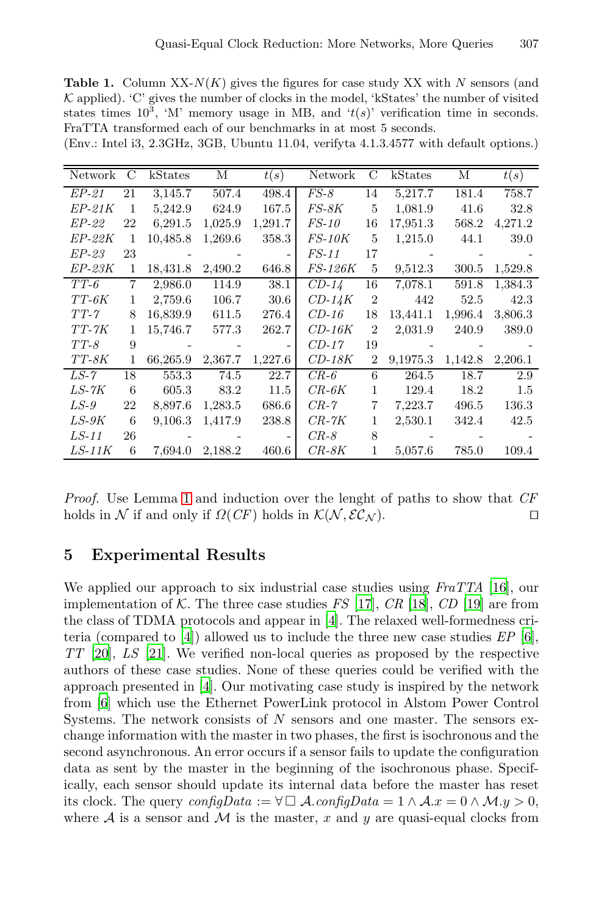**Table 1.** Column XX-$N(K)$ gives the figures for case study XX with $N$ sensors (and $\mathcal{K}$ applied). 'C' gives the number of clocks in the model, 'kStates' the number of visited states times $10^3$, 'M' memory usage in MB, and '$t(s)$' verification time in seconds. FraTTA transformed each of our benchmarks in at most 5 seconds.
(Env.: Intel i3, 2.3GHz, 3GB, Ubuntu 11.04, verifyta 4.1.3.4577 with default options.)

| Network | C | kStates | M | $t(s)$ | Network | C | kStates | M | $t(s)$ |
|---|---|---|---|---|---|---|---|---|---|
| *EP-21* | 21 | 3,145.7 | 507.4 | 498.4 | *FS-8* | 14 | 5,217.7 | 181.4 | 758.7 |
| *EP-21K* | 1 | 5,242.9 | 624.9 | 167.5 | *FS-8K* | 5 | 1,081.9 | 41.6 | 32.8 |
| *EP-22* | 22 | 6,291.5 | 1,025.9 | 1,291.7 | *FS-10* | 16 | 17,951.3 | 568.2 | 4,271.2 |
| *EP-22K* | 1 | 10,485.8 | 1,269.6 | 358.3 | *FS-10K* | 5 | 1,215.0 | 44.1 | 39.0 |
| *EP-23* | 23 | - | - | - | *FS-11* | 17 | - | - | - |
| *EP-23K* | 1 | 18,431.8 | 2,490.2 | 646.8 | *FS-126K* | 5 | 9,512.3 | 300.5 | 1,529.8 |
| *TT-6* | 7 | 2,986.0 | 114.9 | 38.1 | *CD-14* | 16 | 7,078.1 | 591.8 | 1,384.3 |
| *TT-6K* | 1 | 2,759.6 | 106.7 | 30.6 | *CD-14K* | 2 | 442 | 52.5 | 42.3 |
| *TT-7* | 8 | 16,839.9 | 611.5 | 276.4 | *CD-16* | 18 | 13,441.1 | 1,996.4 | 3,806.3 |
| *TT-7K* | 1 | 15,746.7 | 577.3 | 262.7 | *CD-16K* | 2 | 2,031.9 | 240.9 | 389.0 |
| *TT-8* | 9 | - | - | - | *CD-17* | 19 | - | - | - |
| *TT-8K* | 1 | 66,265.9 | 2,367.7 | 1,227.6 | *CD-18K* | 2 | 9,1975.3 | 1,142.8 | 2,206.1 |
| *LS-7* | 18 | 553.3 | 74.5 | 22.7 | *CR-6* | 6 | 264.5 | 18.7 | 2.9 |
| *LS-7K* | 6 | 605.3 | 83.2 | 11.5 | *CR-6K* | 1 | 129.4 | 18.2 | 1.5 |
| *LS-9* | 22 | 8,897.6 | 1,283.5 | 686.6 | *CR-7* | 7 | 7,223.7 | 496.5 | 136.3 |
| *LS-9K* | 6 | 9,106.3 | 1,417.9 | 238.8 | *CR-7K* | 1 | 2,530.1 | 342.4 | 42.5 |
| *LS-11* | 26 | - | - | - | *CR-8* | 8 | - | - | - |
| *LS-11K* | 6 | 7,694.0 | 2,188.2 | 460.6 | *CR-8K* | 1 | 5,057.6 | 785.0 | 109.4 |

*Proof.* Use Lemma 1 and induction over the lenght of paths to show that $CF$ holds in $\mathcal{N}$ if and only if $\Omega(CF)$ holds in $\mathcal{K}(\mathcal{N}, \mathcal{EC}_{\mathcal{N}})$. □

## 5 Experimental Results

We applied our approach to six industrial case studies using *FraTTA* [16], our implementation of $\mathcal{K}$. The three case studies *FS* [17], *CR* [18], *CD* [19] are from the class of TDMA protocols and appear in [4]. The relaxed well-formedness criteria (compared to [4]) allowed us to include the three new case studies *EP* [6], *TT* [20], *LS* [21]. We verified non-local queries as proposed by the respective authors of these case studies. None of these queries could be verified with the approach presented in [4]. Our motivating case study is inspired by the network from [6] which use the Ethernet PowerLink protocol in Alstom Power Control Systems. The network consists of $N$ sensors and one master. The sensors exchange information with the master in two phases, the first is isochronous and the second asynchronous. An error occurs if a sensor fails to update the configuration data as sent by the master in the beginning of the isochronous phase. Specifically, each sensor should update its internal data before the master has reset its clock. The query $configData := \forall \Box\ \mathcal{A}.configData = 1 \wedge \mathcal{A}.x = 0 \wedge \mathcal{M}.y > 0$, where $\mathcal{A}$ is a sensor and $\mathcal{M}$ is the master, $x$ and $y$ are quasi-equal clocks from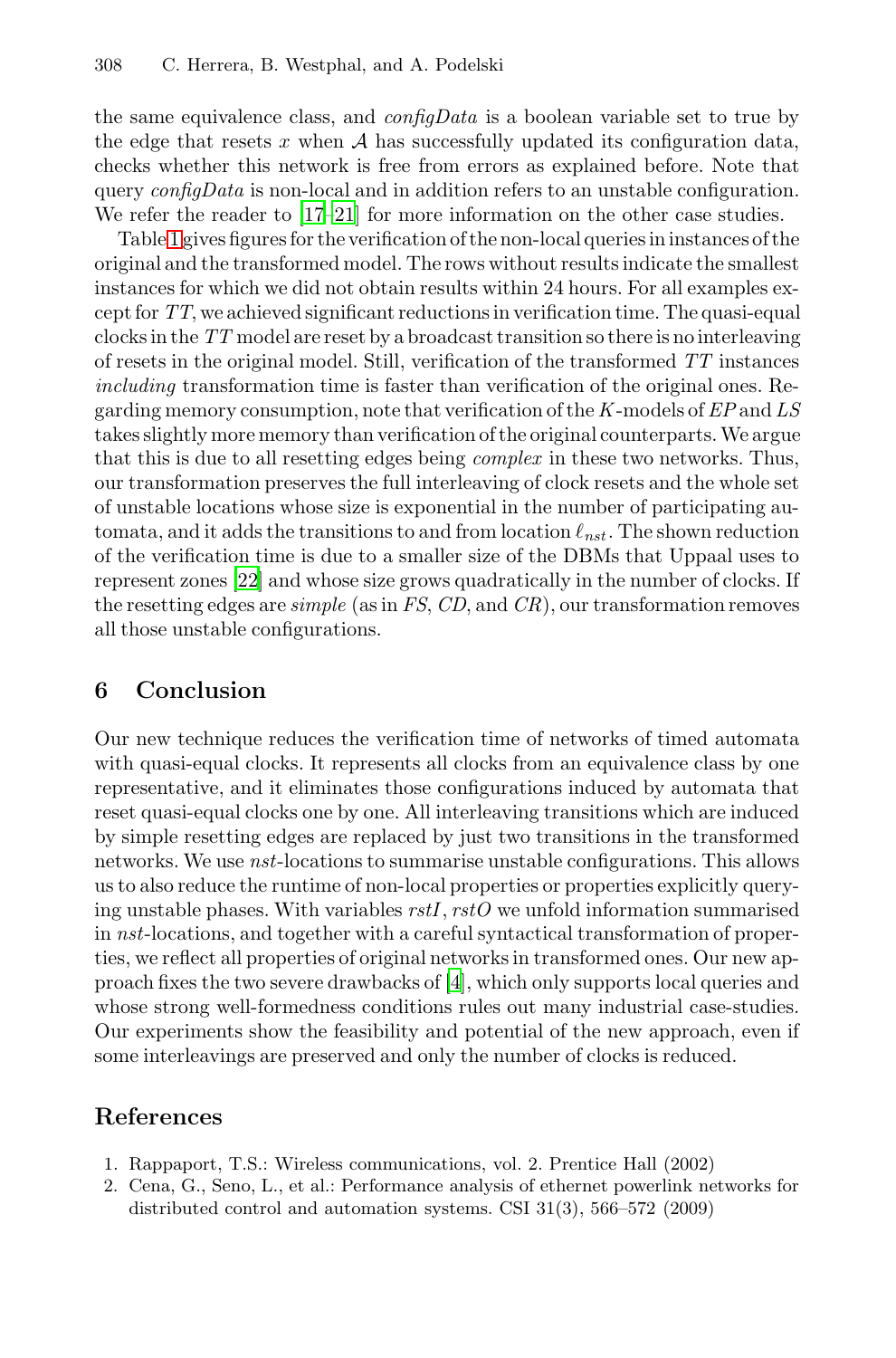the same equivalence class, and *configData* is a boolean variable set to true by the edge that resets $x$ when $\mathcal{A}$ has successfully updated its configuration data, checks whether this network is free from errors as explained before. Note that query *configData* is non-local and in addition refers to an unstable configuration. We refer the reader to [17–21] for more information on the other case studies.

Table 1 gives figures for the verification of the non-local queries in instances of the original and the transformed model. The rows without results indicate the smallest instances for which we did not obtain results within 24 hours. For all examples except for $TT$, we achieved significant reductions in verification time. The quasi-equal clocks in the $TT$ model are reset by a broadcast transition so there is no interleaving of resets in the original model. Still, verification of the transformed $TT$ instances *including* transformation time is faster than verification of the original ones. Regarding memory consumption, note that verification of the $K$-models of $EP$ and $LS$ takes slightly more memory than verification of the original counterparts. We argue that this is due to all resetting edges being *complex* in these two networks. Thus, our transformation preserves the full interleaving of clock resets and the whole set of unstable locations whose size is exponential in the number of participating automata, and it adds the transitions to and from location $\ell_{nst}$. The shown reduction of the verification time is due to a smaller size of the DBMs that Uppaal uses to represent zones [22] and whose size grows quadratically in the number of clocks. If the resetting edges are *simple* (as in $FS$, $CD$, and $CR$), our transformation removes all those unstable configurations.

## 6 Conclusion

Our new technique reduces the verification time of networks of timed automata with quasi-equal clocks. It represents all clocks from an equivalence class by one representative, and it eliminates those configurations induced by automata that reset quasi-equal clocks one by one. All interleaving transitions which are induced by simple resetting edges are replaced by just two transitions in the transformed networks. We use *nst*-locations to summarise unstable configurations. This allows us to also reduce the runtime of non-local properties or properties explicitly querying unstable phases. With variables *rstI*, *rstO* we unfold information summarised in *nst*-locations, and together with a careful syntactical transformation of properties, we reflect all properties of original networks in transformed ones. Our new approach fixes the two severe drawbacks of [4], which only supports local queries and whose strong well-formedness conditions rules out many industrial case-studies. Our experiments show the feasibility and potential of the new approach, even if some interleavings are preserved and only the number of clocks is reduced.

## References

1. Rappaport, T.S.: Wireless communications, vol. 2. Prentice Hall (2002)
2. Cena, G., Seno, L., et al.: Performance analysis of ethernet powerlink networks for distributed control and automation systems. CSI 31(3), 566–572 (2009)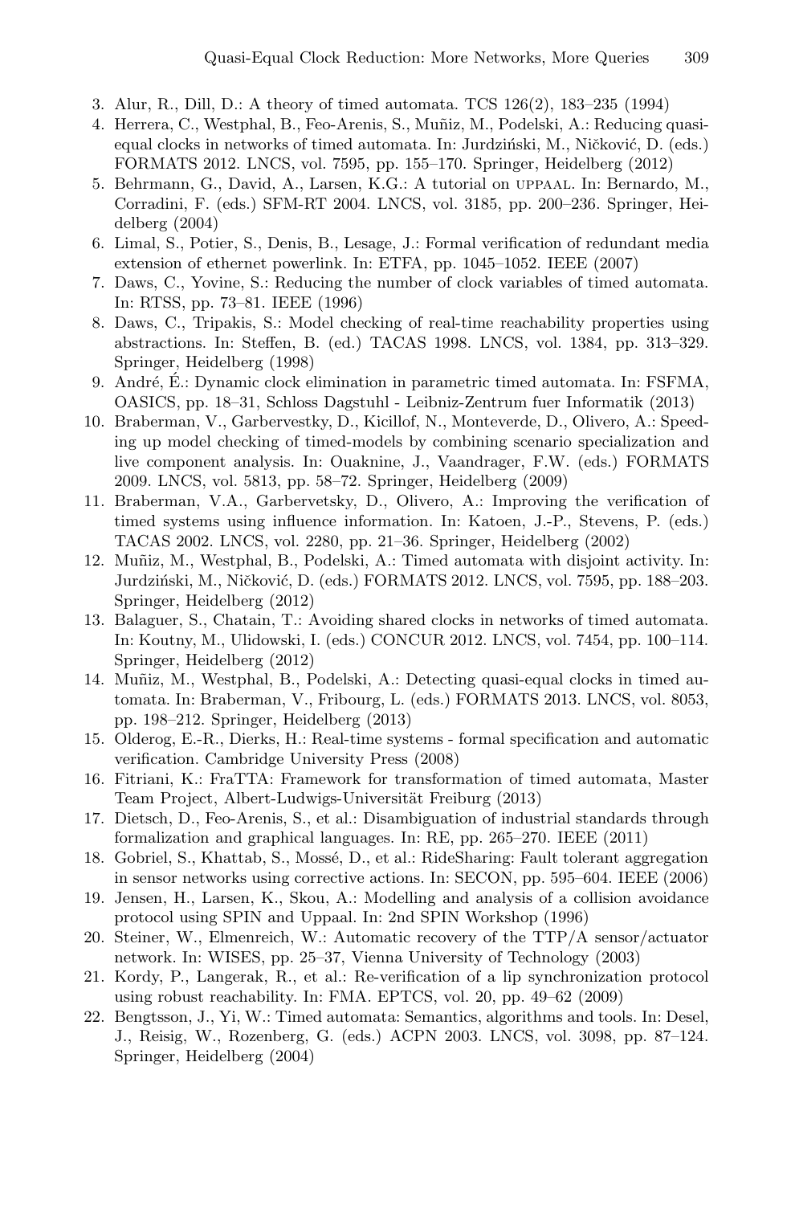3. Alur, R., Dill, D.: A theory of timed automata. TCS 126(2), 183–235 (1994)
4. Herrera, C., Westphal, B., Feo-Arenis, S., Muñiz, M., Podelski, A.: Reducing quasi-equal clocks in networks of timed automata. In: Jurdziński, M., Ničković, D. (eds.) FORMATS 2012. LNCS, vol. 7595, pp. 155–170. Springer, Heidelberg (2012)
5. Behrmann, G., David, A., Larsen, K.G.: A tutorial on UPPAAL. In: Bernardo, M., Corradini, F. (eds.) SFM-RT 2004. LNCS, vol. 3185, pp. 200–236. Springer, Heidelberg (2004)
6. Limal, S., Potier, S., Denis, B., Lesage, J.: Formal verification of redundant media extension of ethernet powerlink. In: ETFA, pp. 1045–1052. IEEE (2007)
7. Daws, C., Yovine, S.: Reducing the number of clock variables of timed automata. In: RTSS, pp. 73–81. IEEE (1996)
8. Daws, C., Tripakis, S.: Model checking of real-time reachability properties using abstractions. In: Steffen, B. (ed.) TACAS 1998. LNCS, vol. 1384, pp. 313–329. Springer, Heidelberg (1998)
9. André, É.: Dynamic clock elimination in parametric timed automata. In: FSFMA, OASICS, pp. 18–31, Schloss Dagstuhl - Leibniz-Zentrum fuer Informatik (2013)
10. Braberman, V., Garbervestky, D., Kicillof, N., Monteverde, D., Olivero, A.: Speeding up model checking of timed-models by combining scenario specialization and live component analysis. In: Ouaknine, J., Vaandrager, F.W. (eds.) FORMATS 2009. LNCS, vol. 5813, pp. 58–72. Springer, Heidelberg (2009)
11. Braberman, V.A., Garbervetsky, D., Olivero, A.: Improving the verification of timed systems using influence information. In: Katoen, J.-P., Stevens, P. (eds.) TACAS 2002. LNCS, vol. 2280, pp. 21–36. Springer, Heidelberg (2002)
12. Muñiz, M., Westphal, B., Podelski, A.: Timed automata with disjoint activity. In: Jurdziński, M., Ničković, D. (eds.) FORMATS 2012. LNCS, vol. 7595, pp. 188–203. Springer, Heidelberg (2012)
13. Balaguer, S., Chatain, T.: Avoiding shared clocks in networks of timed automata. In: Koutny, M., Ulidowski, I. (eds.) CONCUR 2012. LNCS, vol. 7454, pp. 100–114. Springer, Heidelberg (2012)
14. Muñiz, M., Westphal, B., Podelski, A.: Detecting quasi-equal clocks in timed automata. In: Braberman, V., Fribourg, L. (eds.) FORMATS 2013. LNCS, vol. 8053, pp. 198–212. Springer, Heidelberg (2013)
15. Olderog, E.-R., Dierks, H.: Real-time systems - formal specification and automatic verification. Cambridge University Press (2008)
16. Fitriani, K.: FraTTA: Framework for transformation of timed automata, Master Team Project, Albert-Ludwigs-Universität Freiburg (2013)
17. Dietsch, D., Feo-Arenis, S., et al.: Disambiguation of industrial standards through formalization and graphical languages. In: RE, pp. 265–270. IEEE (2011)
18. Gobriel, S., Khattab, S., Mossé, D., et al.: RideSharing: Fault tolerant aggregation in sensor networks using corrective actions. In: SECON, pp. 595–604. IEEE (2006)
19. Jensen, H., Larsen, K., Skou, A.: Modelling and analysis of a collision avoidance protocol using SPIN and Uppaal. In: 2nd SPIN Workshop (1996)
20. Steiner, W., Elmenreich, W.: Automatic recovery of the TTP/A sensor/actuator network. In: WISES, pp. 25–37, Vienna University of Technology (2003)
21. Kordy, P., Langerak, R., et al.: Re-verification of a lip synchronization protocol using robust reachability. In: FMA. EPTCS, vol. 20, pp. 49–62 (2009)
22. Bengtsson, J., Yi, W.: Timed automata: Semantics, algorithms and tools. In: Desel, J., Reisig, W., Rozenberg, G. (eds.) ACPN 2003. LNCS, vol. 3098, pp. 87–124. Springer, Heidelberg (2004)